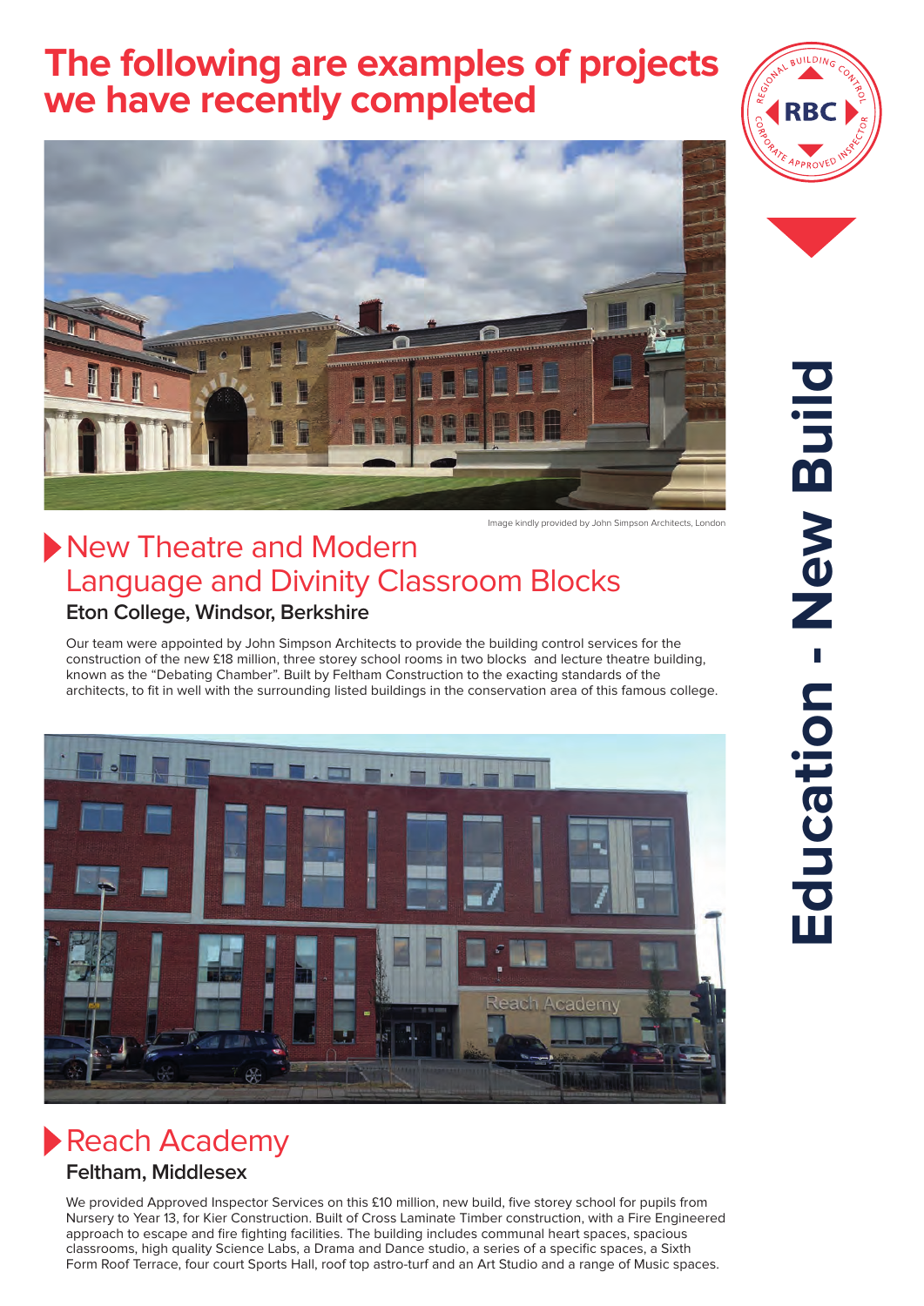# The following are examples of projects we have recently completed

Image kindly provided by John Simpson Architects, London

## New Theatre and Modern Language and Divinity Classroom Blocks

### Eton College, Windsor, Berkshire

Our team were appointed by John Simpson Architects to provide the building control services for the construction of the new £18 million, three storey school rooms in two blocks and lecture theatre building, known as the “Debating Chamber”. Built by Feltham Construction to the exacting standards of the architects, to fit in well with the surrounding listed buildings in the conservation area of this famous college.

## Reach Academy

### Feltham, Middlesex

We provided Approved Inspector Services on this £10 million, new build, five storey school for pupils from Nursery to Year 13, for Kier Construction. Built of Cross Laminate Timber construction, with a Fire Engineered approach to escape and fire fighting facilities. The building includes communal heart spaces, spacious classrooms, high quality Science Labs, a Drama and Dance studio, a series of a specific spaces, a Sixth Form Roof Terrace, four court Sports Hall, roof top astro-turf and an Art Studio and a range of Music spaces.

Education - New Build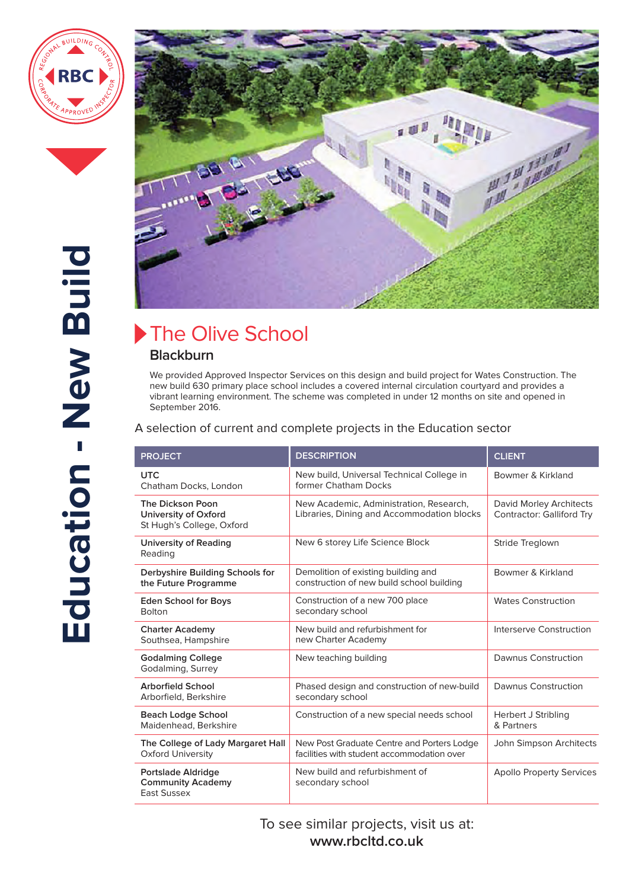Education - New Build

## The Olive School

### Blackburn

We provided Approved Inspector Services on this design and build project for Wates Construction. The new build 630 primary place school includes a covered internal circulation courtyard and provides a vibrant learning environment. The scheme was completed in under 12 months on site and opened in September 2016.

A selection of current and complete projects in the Education sector

| PROJECT | DESCRIPTION | CLIENT |
|---|---|---|
| **UTC**<br>Chatham Docks, London | New build, Universal Technical College in former Chatham Docks | Bowmer & Kirkland |
| **The Dickson Poon University of Oxford**<br>St Hugh's College, Oxford | New Academic, Administration, Research, Libraries, Dining and Accommodation blocks | David Morley Architects<br>Contractor: Galliford Try |
| **University of Reading**<br>Reading | New 6 storey Life Science Block | Stride Treglown |
| **Derbyshire Building Schools for the Future Programme** | Demolition of existing building and construction of new build school building | Bowmer & Kirkland |
| **Eden School for Boys**<br>Bolton | Construction of a new 700 place secondary school | Wates Construction |
| **Charter Academy**<br>Southsea, Hampshire | New build and refurbishment for new Charter Academy | Interserve Construction |
| **Godalming College**<br>Godalming, Surrey | New teaching building | Dawnus Construction |
| **Arborfield School**<br>Arborfield, Berkshire | Phased design and construction of new-build secondary school | Dawnus Construction |
| **Beach Lodge School**<br>Maidenhead, Berkshire | Construction of a new special needs school | Herbert J Stribling & Partners |
| **The College of Lady Margaret Hall**<br>Oxford University | New Post Graduate Centre and Porters Lodge facilities with student accommodation over | John Simpson Architects |
| **Portslade Aldridge Community Academy**<br>East Sussex | New build and refurbishment of secondary school | Apollo Property Services |

To see similar projects, visit us at:
**www.rbcltd.co.uk**